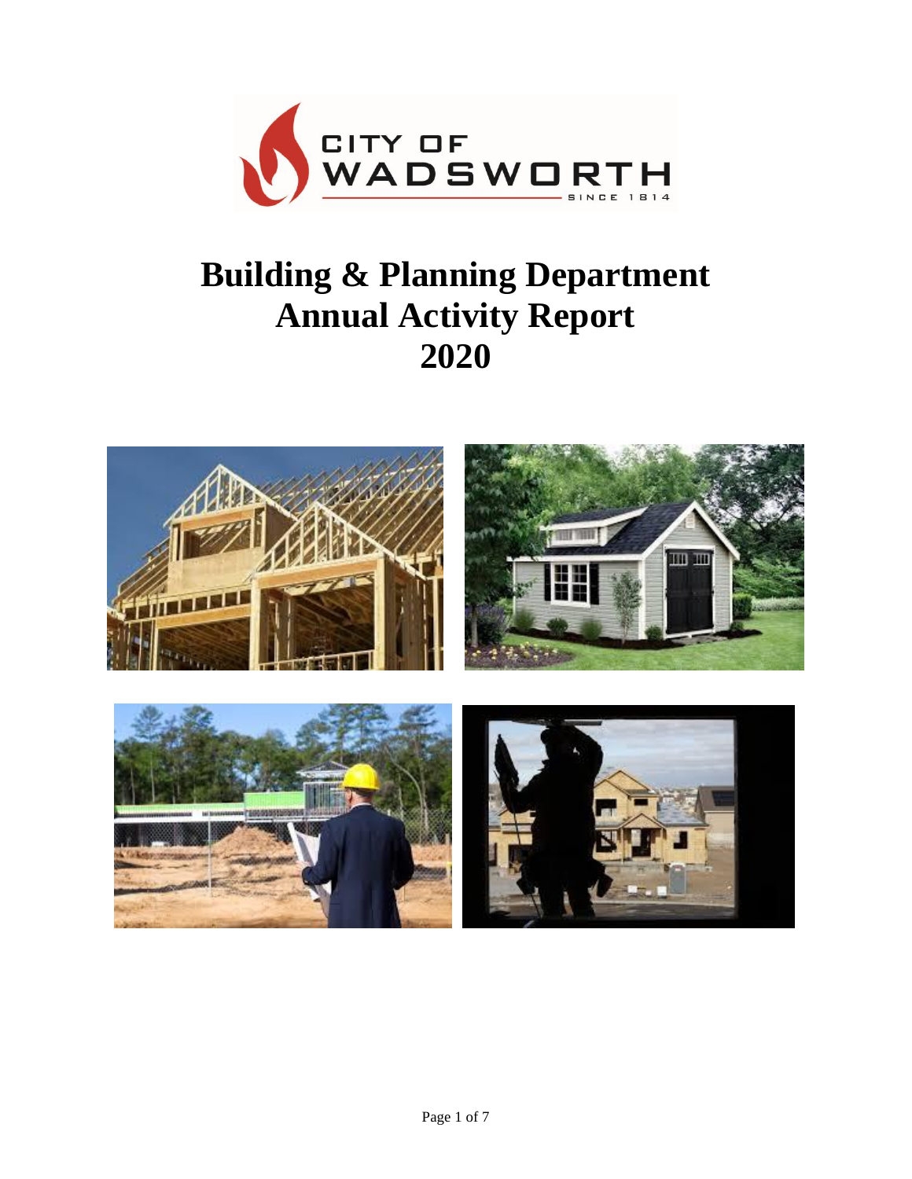# Building & Planning Department Annual Activity Report 2020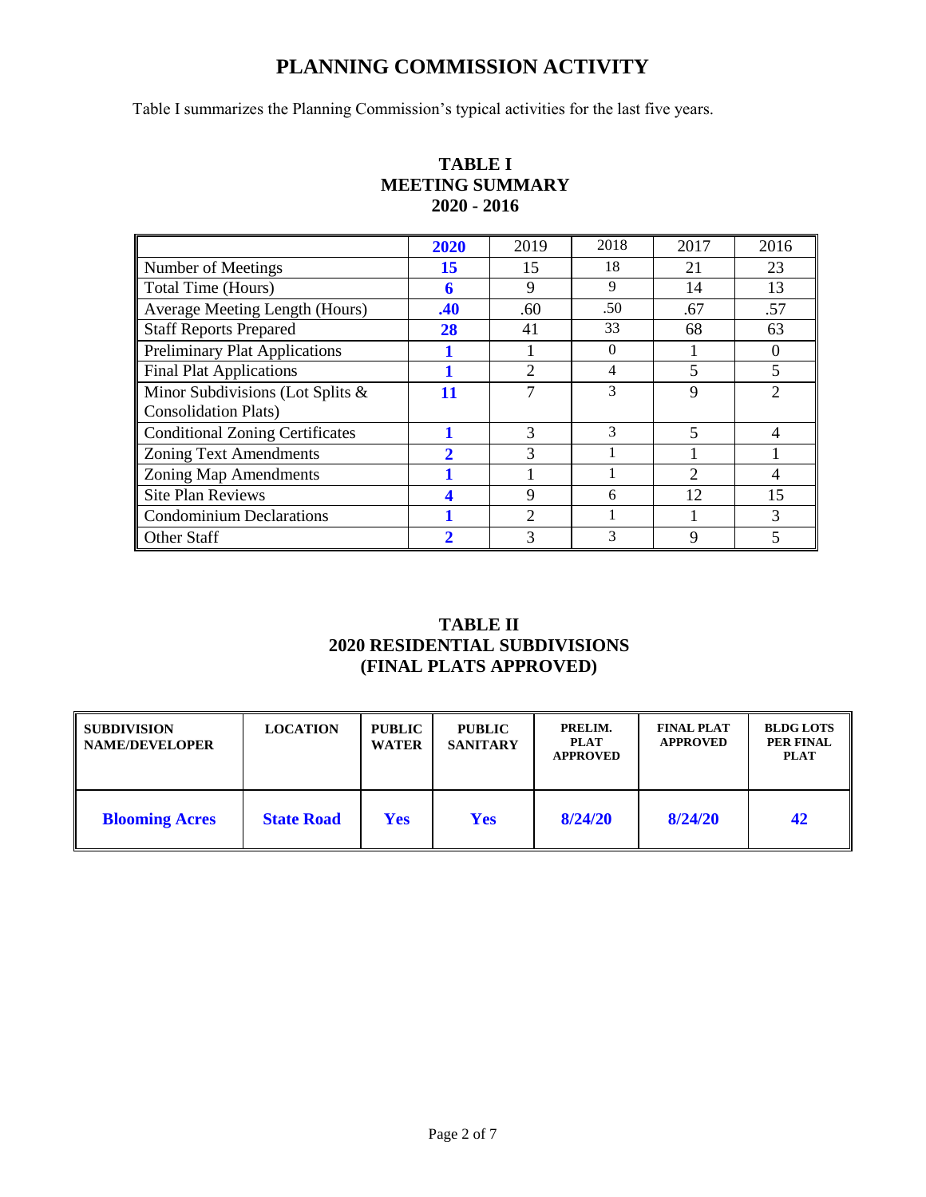# PLANNING COMMISSION ACTIVITY

Table I summarizes the Planning Commission's typical activities for the last five years.

### TABLE I
### MEETING SUMMARY
### 2020 - 2016

| | **2020** | 2019 | 2018 | 2017 | 2016 |
|---|---|---|---|---|---|
| Number of Meetings | **15** | 15 | 18 | 21 | 23 |
| Total Time (Hours) | **6** | 9 | 9 | 14 | 13 |
| Average Meeting Length (Hours) | **.40** | .60 | .50 | .67 | .57 |
| Staff Reports Prepared | **28** | 41 | 33 | 68 | 63 |
| Preliminary Plat Applications | **1** | 1 | 0 | 1 | 0 |
| Final Plat Applications | **1** | 2 | 4 | 5 | 5 |
| Minor Subdivisions (Lot Splits & Consolidation Plats) | **11** | 7 | 3 | 9 | 2 |
| Conditional Zoning Certificates | **1** | 3 | 3 | 5 | 4 |
| Zoning Text Amendments | **2** | 3 | 1 | 1 | 1 |
| Zoning Map Amendments | **1** | 1 | 1 | 2 | 4 |
| Site Plan Reviews | **4** | 9 | 6 | 12 | 15 |
| Condominium Declarations | **1** | 2 | 1 | 1 | 3 |
| Other Staff | **2** | 3 | 3 | 9 | 5 |

### TABLE II
### 2020 RESIDENTIAL SUBDIVISIONS
### (FINAL PLATS APPROVED)

| SUBDIVISION NAME/DEVELOPER | LOCATION | PUBLIC WATER | PUBLIC SANITARY | PRELIM. PLAT APPROVED | FINAL PLAT APPROVED | BLDG LOTS PER FINAL PLAT |
|---|---|---|---|---|---|---|
| **Blooming Acres** | **State Road** | **Yes** | **Yes** | **8/24/20** | **8/24/20** | **42** |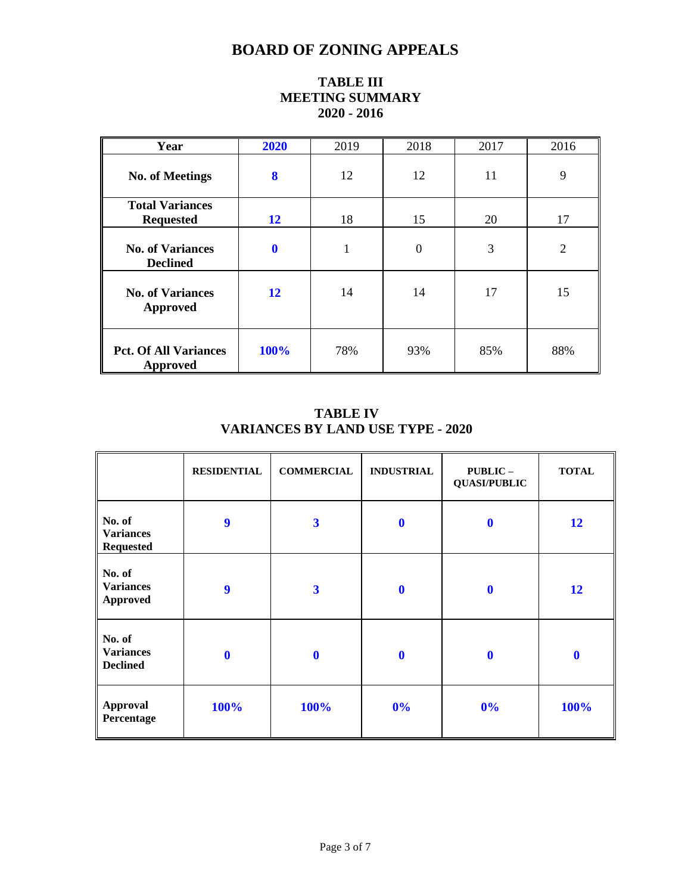# BOARD OF ZONING APPEALS

## TABLE III
## MEETING SUMMARY
## 2020 - 2016

| Year | 2020 | 2019 | 2018 | 2017 | 2016 |
|---|---|---|---|---|---|
| No. of Meetings | 8 | 12 | 12 | 11 | 9 |
| Total Variances Requested | 12 | 18 | 15 | 20 | 17 |
| No. of Variances Declined | 0 | 1 | 0 | 3 | 2 |
| No. of Variances Approved | 12 | 14 | 14 | 17 | 15 |
| Pct. Of All Variances Approved | 100% | 78% | 93% | 85% | 88% |

## TABLE IV
## VARIANCES BY LAND USE TYPE - 2020

| | RESIDENTIAL | COMMERCIAL | INDUSTRIAL | PUBLIC – QUASI/PUBLIC | TOTAL |
|---|---|---|---|---|---|
| No. of Variances Requested | 9 | 3 | 0 | 0 | 12 |
| No. of Variances Approved | 9 | 3 | 0 | 0 | 12 |
| No. of Variances Declined | 0 | 0 | 0 | 0 | 0 |
| Approval Percentage | 100% | 100% | 0% | 0% | 100% |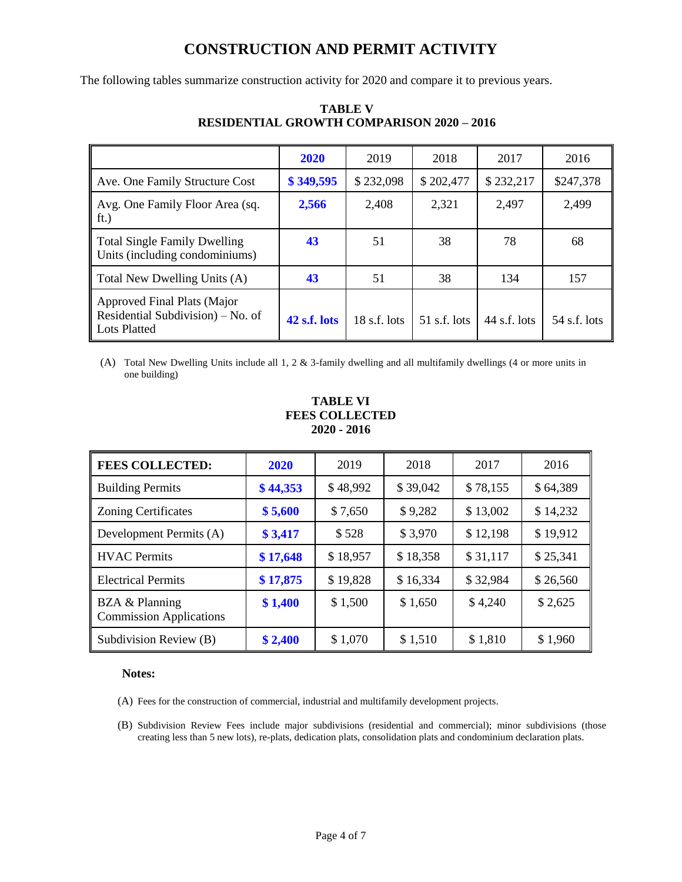# CONSTRUCTION AND PERMIT ACTIVITY

The following tables summarize construction activity for 2020 and compare it to previous years.

**TABLE V**
**RESIDENTIAL GROWTH COMPARISON 2020 – 2016**

| | **2020** | 2019 | 2018 | 2017 | 2016 |
|---|---|---|---|---|---|
| Ave. One Family Structure Cost | **$ 349,595** | $ 232,098 | $ 202,477 | $ 232,217 | $247,378 |
| Avg. One Family Floor Area (sq. ft.) | **2,566** | 2,408 | 2,321 | 2,497 | 2,499 |
| Total Single Family Dwelling Units (including condominiums) | **43** | 51 | 38 | 78 | 68 |
| Total New Dwelling Units (A) | **43** | 51 | 38 | 134 | 157 |
| Approved Final Plats (Major Residential Subdivision) – No. of Lots Platted | **42 s.f. lots** | 18 s.f. lots | 51 s.f. lots | 44 s.f. lots | 54 s.f. lots |

(A) Total New Dwelling Units include all 1, 2 & 3-family dwelling and all multifamily dwellings (4 or more units in one building)

**TABLE VI**
**FEES COLLECTED**
**2020 - 2016**

| **FEES COLLECTED:** | **2020** | 2019 | 2018 | 2017 | 2016 |
|---|---|---|---|---|---|
| Building Permits | **$ 44,353** | $ 48,992 | $ 39,042 | $ 78,155 | $ 64,389 |
| Zoning Certificates | **$ 5,600** | $ 7,650 | $ 9,282 | $ 13,002 | $ 14,232 |
| Development Permits (A) | **$ 3,417** | $ 528 | $ 3,970 | $ 12,198 | $ 19,912 |
| HVAC Permits | **$ 17,648** | $ 18,957 | $ 18,358 | $ 31,117 | $ 25,341 |
| Electrical Permits | **$ 17,875** | $ 19,828 | $ 16,334 | $ 32,984 | $ 26,560 |
| BZA & Planning Commission Applications | **$ 1,400** | $ 1,500 | $ 1,650 | $ 4,240 | $ 2,625 |
| Subdivision Review (B) | **$ 2,400** | $ 1,070 | $ 1,510 | $ 1,810 | $ 1,960 |

**Notes:**

(A) Fees for the construction of commercial, industrial and multifamily development projects.

(B) Subdivision Review Fees include major subdivisions (residential and commercial); minor subdivisions (those creating less than 5 new lots), re-plats, dedication plats, consolidation plats and condominium declaration plats.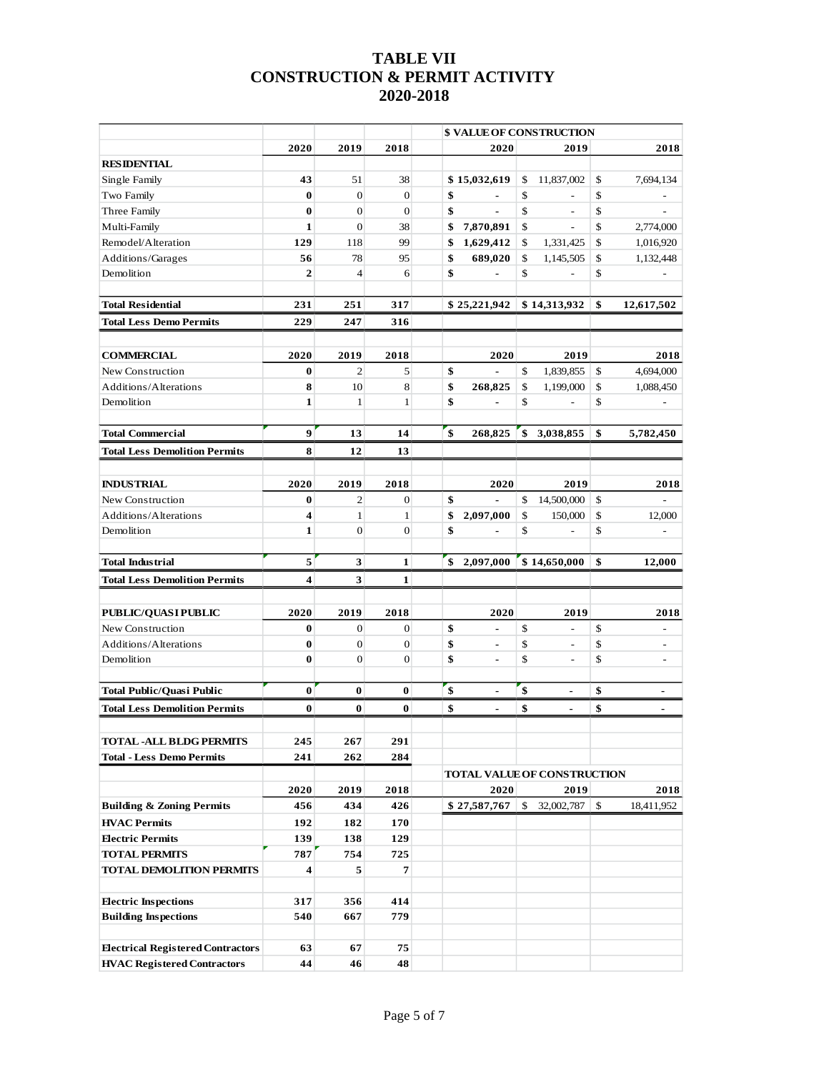# TABLE VII
# CONSTRUCTION & PERMIT ACTIVITY
# 2020-2018

| | | | | $ VALUE OF CONSTRUCTION | | |
|---|---|---|---|---|---|---|
| | 2020 | 2019 | 2018 | 2020 | 2019 | 2018 |
| **RESIDENTIAL** | | | | | | |
| Single Family | 43 | 51 | 38 | $ 15,032,619 | $ 11,837,002 | $ 7,694,134 |
| Two Family | 0 | 0 | 0 | $ - | $ - | $ - |
| Three Family | 0 | 0 | 0 | $ - | $ - | $ - |
| Multi-Family | 1 | 0 | 38 | $ 7,870,891 | $ - | $ 2,774,000 |
| Remodel/Alteration | 129 | 118 | 99 | $ 1,629,412 | $ 1,331,425 | $ 1,016,920 |
| Additions/Garages | 56 | 78 | 95 | $ 689,020 | $ 1,145,505 | $ 1,132,448 |
| Demolition | 2 | 4 | 6 | $ - | $ - | $ - |
| **Total Residential** | 231 | 251 | 317 | $ 25,221,942 | $ 14,313,932 | $ 12,617,502 |
| **Total Less Demo Permits** | 229 | 247 | 316 | | | |
| **COMMERCIAL** | 2020 | 2019 | 2018 | 2020 | 2019 | 2018 |
| New Construction | 0 | 2 | 5 | $ - | $ 1,839,855 | $ 4,694,000 |
| Additions/Alterations | 8 | 10 | 8 | $ 268,825 | $ 1,199,000 | $ 1,088,450 |
| Demolition | 1 | 1 | 1 | $ - | $ - | $ - |
| **Total Commercial** | 9 | 13 | 14 | $ 268,825 | $ 3,038,855 | $ 5,782,450 |
| **Total Less Demolition Permits** | 8 | 12 | 13 | | | |
| **INDUSTRIAL** | 2020 | 2019 | 2018 | 2020 | 2019 | 2018 |
| New Construction | 0 | 2 | 0 | $ - | $ 14,500,000 | $ - |
| Additions/Alterations | 4 | 1 | 1 | $ 2,097,000 | $ 150,000 | $ 12,000 |
| Demolition | 1 | 0 | 0 | $ - | $ - | $ - |
| **Total Industrial** | 5 | 3 | 1 | $ 2,097,000 | $ 14,650,000 | $ 12,000 |
| **Total Less Demolition Permits** | 4 | 3 | 1 | | | |
| **PUBLIC/QUASI PUBLIC** | 2020 | 2019 | 2018 | 2020 | 2019 | 2018 |
| New Construction | 0 | 0 | 0 | $ - | $ - | $ - |
| Additions/Alterations | 0 | 0 | 0 | $ - | $ - | $ - |
| Demolition | 0 | 0 | 0 | $ - | $ - | $ - |
| **Total Public/Quasi Public** | 0 | 0 | 0 | $ - | $ - | $ - |
| **Total Less Demolition Permits** | 0 | 0 | 0 | $ - | $ - | $ - |
| **TOTAL -ALL BLDG PERMITS** | 245 | 267 | 291 | | | |
| **Total - Less Demo Permits** | 241 | 262 | 284 | | | |
| | | | | **TOTAL VALUE OF CONSTRUCTION** | | |
| | 2020 | 2019 | 2018 | 2020 | 2019 | 2018 |
| **Building & Zoning Permits** | 456 | 434 | 426 | $ 27,587,767 | $ 32,002,787 | $ 18,411,952 |
| **HVAC Permits** | 192 | 182 | 170 | | | |
| **Electric Permits** | 139 | 138 | 129 | | | |
| **TOTAL PERMITS** | 787 | 754 | 725 | | | |
| **TOTAL DEMOLITION PERMITS** | 4 | 5 | 7 | | | |
| **Electric Inspections** | 317 | 356 | 414 | | | |
| **Building Inspections** | 540 | 667 | 779 | | | |
| **Electrical Registered Contractors** | 63 | 67 | 75 | | | |
| **HVAC Registered Contractors** | 44 | 46 | 48 | | | |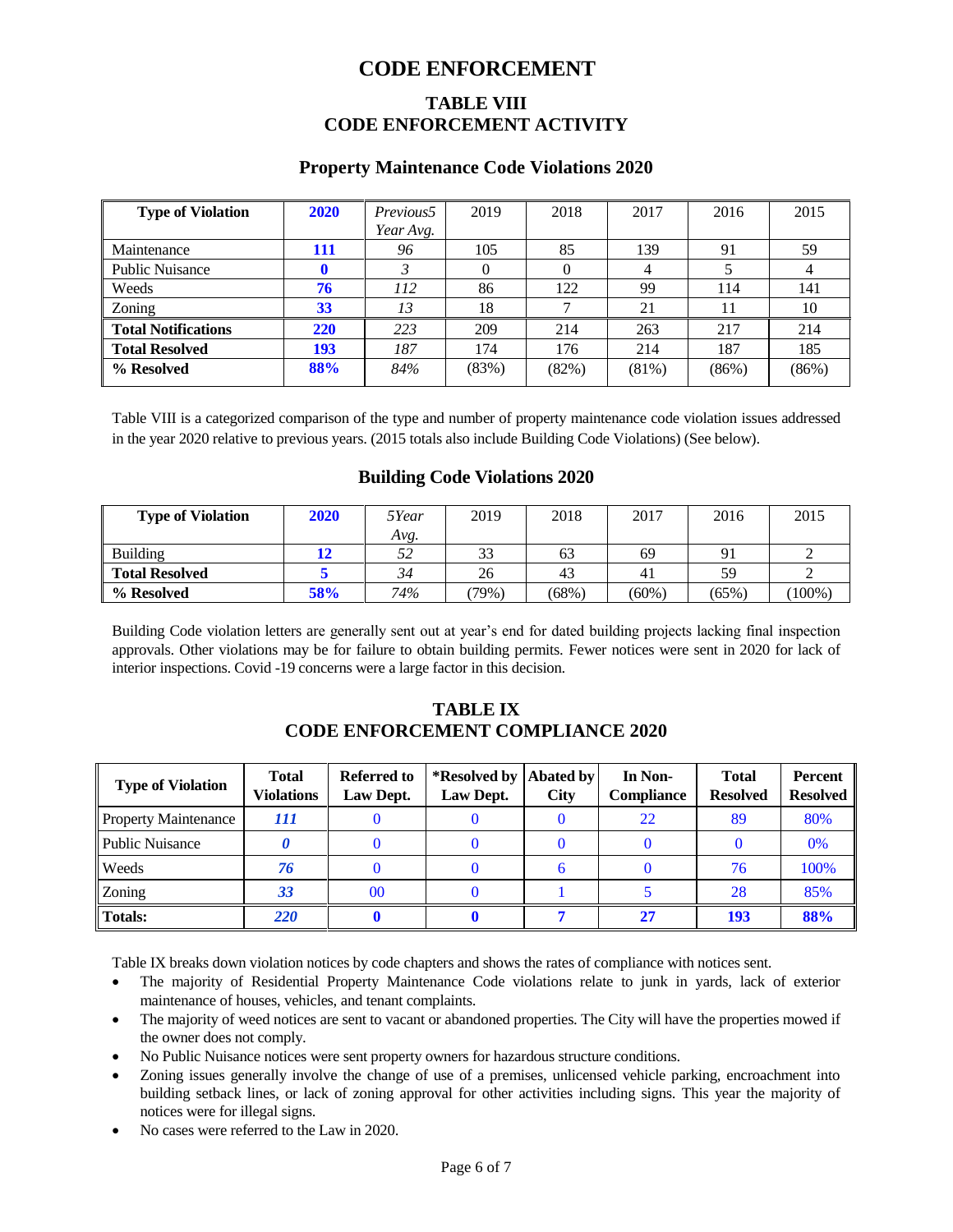# CODE ENFORCEMENT

## TABLE VIII
## CODE ENFORCEMENT ACTIVITY

### Property Maintenance Code Violations 2020

| Type of Violation | 2020 | *Previous5 Year Avg.* | 2019 | 2018 | 2017 | 2016 | 2015 |
|---|---|---|---|---|---|---|---|
| Maintenance | **111** | *96* | 105 | 85 | 139 | 91 | 59 |
| Public Nuisance | **0** | *3* | 0 | 0 | 4 | 5 | 4 |
| Weeds | **76** | *112* | 86 | 122 | 99 | 114 | 141 |
| Zoning | **33** | *13* | 18 | 7 | 21 | 11 | 10 |
| **Total Notifications** | **220** | *223* | 209 | 214 | 263 | 217 | 214 |
| **Total Resolved** | **193** | *187* | 174 | 176 | 214 | 187 | 185 |
| **% Resolved** | **88%** | *84%* | (83%) | (82%) | (81%) | (86%) | (86%) |

Table VIII is a categorized comparison of the type and number of property maintenance code violation issues addressed in the year 2020 relative to previous years. (2015 totals also include Building Code Violations) (See below).

### Building Code Violations 2020

| Type of Violation | 2020 | *5Year Avg.* | 2019 | 2018 | 2017 | 2016 | 2015 |
|---|---|---|---|---|---|---|---|
| Building | **12** | *52* | 33 | 63 | 69 | 91 | 2 |
| **Total Resolved** | **5** | *34* | 26 | 43 | 41 | 59 | 2 |
| **% Resolved** | **58%** | *74%* | (79%) | (68%) | (60%) | (65%) | (100%) |

Building Code violation letters are generally sent out at year's end for dated building projects lacking final inspection approvals. Other violations may be for failure to obtain building permits. Fewer notices were sent in 2020 for lack of interior inspections. Covid -19 concerns were a large factor in this decision.

## TABLE IX
## CODE ENFORCEMENT COMPLIANCE 2020

| Type of Violation | Total Violations | Referred to Law Dept. | *Resolved by Law Dept. | Abated by City | In Non-Compliance | Total Resolved | Percent Resolved |
|---|---|---|---|---|---|---|---|
| Property Maintenance | ***111*** | 0 | 0 | 0 | 22 | 89 | 80% |
| Public Nuisance | ***0*** | 0 | 0 | 0 | 0 | 0 | 0% |
| Weeds | ***76*** | 0 | 0 | 6 | 0 | 76 | 100% |
| Zoning | ***33*** | 00 | 0 | 1 | 5 | 28 | 85% |
| **Totals:** | ***220*** | **0** | **0** | **7** | **27** | **193** | **88%** |

Table IX breaks down violation notices by code chapters and shows the rates of compliance with notices sent.

- The majority of Residential Property Maintenance Code violations relate to junk in yards, lack of exterior maintenance of houses, vehicles, and tenant complaints.
- The majority of weed notices are sent to vacant or abandoned properties. The City will have the properties mowed if the owner does not comply.
- No Public Nuisance notices were sent property owners for hazardous structure conditions.
- Zoning issues generally involve the change of use of a premises, unlicensed vehicle parking, encroachment into building setback lines, or lack of zoning approval for other activities including signs. This year the majority of notices were for illegal signs.
- No cases were referred to the Law in 2020.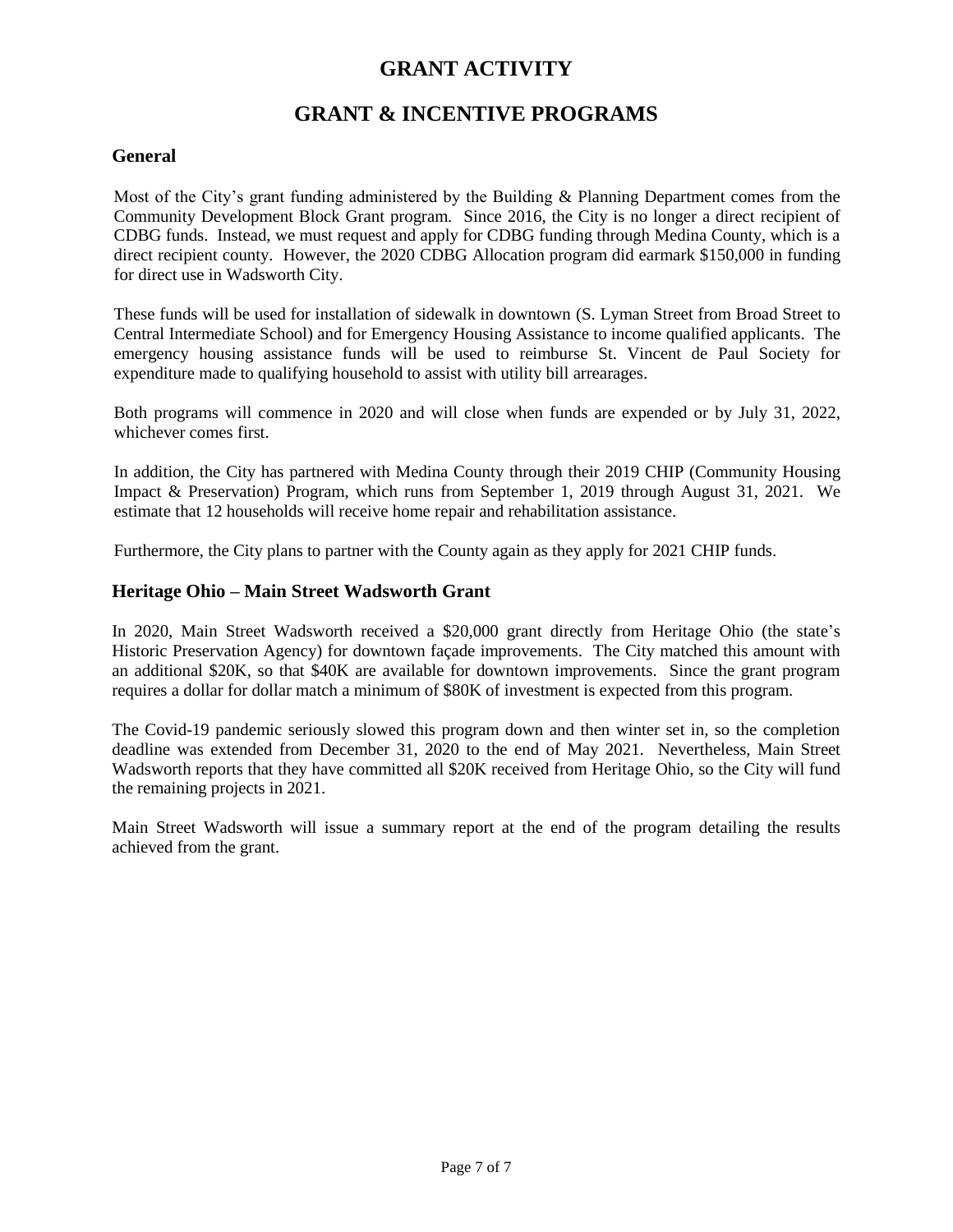# GRANT ACTIVITY

## GRANT & INCENTIVE PROGRAMS

### General

Most of the City's grant funding administered by the Building & Planning Department comes from the Community Development Block Grant program. Since 2016, the City is no longer a direct recipient of CDBG funds. Instead, we must request and apply for CDBG funding through Medina County, which is a direct recipient county. However, the 2020 CDBG Allocation program did earmark $150,000 in funding for direct use in Wadsworth City.

These funds will be used for installation of sidewalk in downtown (S. Lyman Street from Broad Street to Central Intermediate School) and for Emergency Housing Assistance to income qualified applicants. The emergency housing assistance funds will be used to reimburse St. Vincent de Paul Society for expenditure made to qualifying household to assist with utility bill arrearages.

Both programs will commence in 2020 and will close when funds are expended or by July 31, 2022, whichever comes first.

In addition, the City has partnered with Medina County through their 2019 CHIP (Community Housing Impact & Preservation) Program, which runs from September 1, 2019 through August 31, 2021. We estimate that 12 households will receive home repair and rehabilitation assistance.

Furthermore, the City plans to partner with the County again as they apply for 2021 CHIP funds.

### Heritage Ohio – Main Street Wadsworth Grant

In 2020, Main Street Wadsworth received a $20,000 grant directly from Heritage Ohio (the state's Historic Preservation Agency) for downtown façade improvements. The City matched this amount with an additional $20K, so that $40K are available for downtown improvements. Since the grant program requires a dollar for dollar match a minimum of $80K of investment is expected from this program.

The Covid-19 pandemic seriously slowed this program down and then winter set in, so the completion deadline was extended from December 31, 2020 to the end of May 2021. Nevertheless, Main Street Wadsworth reports that they have committed all $20K received from Heritage Ohio, so the City will fund the remaining projects in 2021.

Main Street Wadsworth will issue a summary report at the end of the program detailing the results achieved from the grant.